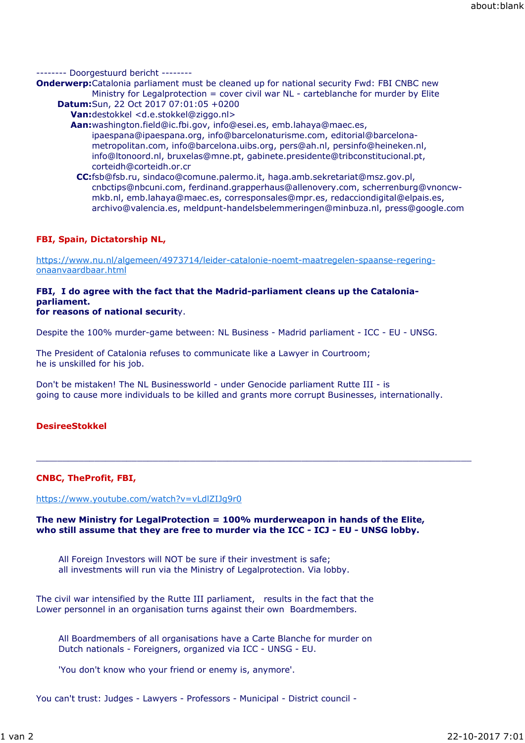-------- Doorgestuurd bericht --------

**Onderwerp:** Catalonia parliament must be cleaned up for national security Fwd: FBI CNBC new Ministry for Legalprotection = cover civil war NL - carteblanche for murder by Elite
**Datum:** Sun, 22 Oct 2017 07:01:05 +0200
**Van:** destokkel <d.e.stokkel@ziggo.nl>
**Aan:** washington.field@ic.fbi.gov, info@esei.es, emb.lahaya@maec.es, ipaespana@ipaespana.org, info@barcelonaturisme.com, editorial@barcelona-metropolitan.com, info@barcelona.uibs.org, pers@ah.nl, persinfo@heineken.nl, info@ltonoord.nl, bruxelas@mne.pt, gabinete.presidente@tribconstitucional.pt, corteidh@corteidh.or.cr
**CC:** fsb@fsb.ru, sindaco@comune.palermo.it, haga.amb.sekretariat@msz.gov.pl, cnbctips@nbcuni.com, ferdinand.grapperhaus@allenovery.com, scherrenburg@vnoncw-mkb.nl, emb.lahaya@maec.es, corresponsales@mpr.es, redacciondigital@elpais.es, archivo@valencia.es, meldpunt-handelsbelemmeringen@minbuza.nl, press@google.com

**FBI, Spain, Dictatorship NL,**

https://www.nu.nl/algemeen/4973714/leider-catalonie-noemt-maatregelen-spaanse-regering-onaanvaardbaar.html

**FBI, I do agree with the fact that the Madrid-parliament cleans up the Catalonia-parliament.**
**for reasons of national securit**y.

Despite the 100% murder-game between: NL Business - Madrid parliament - ICC - EU - UNSG.

The President of Catalonia refuses to communicate like a Lawyer in Courtroom;
he is unskilled for his job.

Don't be mistaken! The NL Businessworld - under Genocide parliament Rutte III - is
going to cause more individuals to be killed and grants more corrupt Businesses, internationally.

**DesireeStokkel**

---

**CNBC, TheProfit, FBI,**

https://www.youtube.com/watch?v=vLdlZIJg9r0

**The new Ministry for LegalProtection = 100% murderweapon in hands of the Elite,**
**who still assume that they are free to murder via the ICC - ICJ - EU - UNSG lobby.**

> All Foreign Investors will NOT be sure if their investment is safe;
> all investments will run via the Ministry of Legalprotection. Via lobby.

The civil war intensified by the Rutte III parliament, results in the fact that the
Lower personnel in an organisation turns against their own Boardmembers.

> All Boardmembers of all organisations have a Carte Blanche for murder on
> Dutch nationals - Foreigners, organized via ICC - UNSG - EU.
>
> 'You don't know who your friend or enemy is, anymore'.

You can't trust: Judges - Lawyers - Professors - Municipal - District council -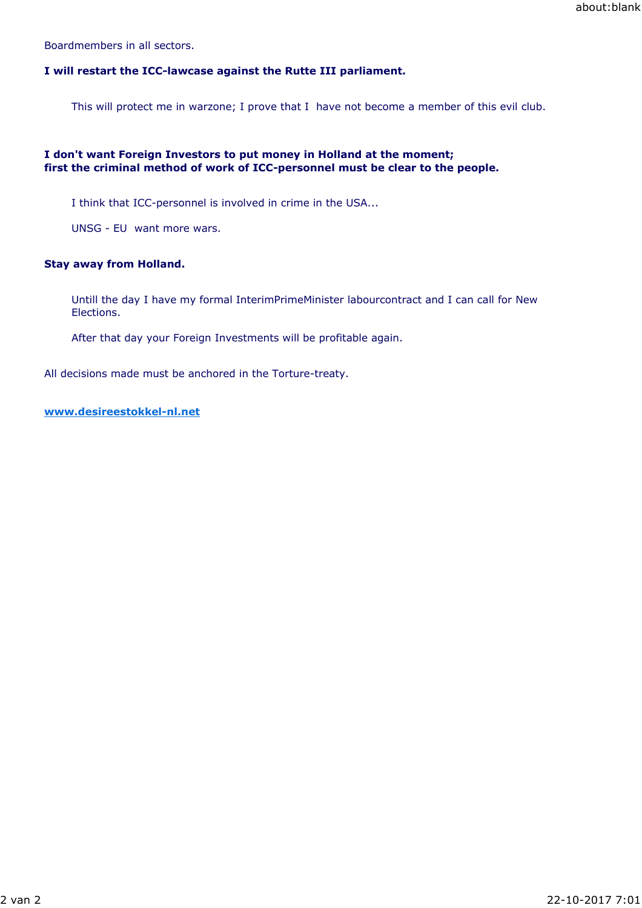Boardmembers in all sectors.

**I will restart the ICC-lawcase against the Rutte III parliament.**

This will protect me in warzone; I prove that I  have not become a member of this evil club.

**I don't want Foreign Investors to put money in Holland at the moment;**
**first the criminal method of work of ICC-personnel must be clear to the people.**

I think that ICC-personnel is involved in crime in the USA...

UNSG - EU  want more wars.

**Stay away from Holland.**

Untill the day I have my formal InterimPrimeMinister labourcontract and I can call for New Elections.

After that day your Foreign Investments will be profitable again.

All decisions made must be anchored in the Torture-treaty.

**www.desireestokkel-nl.net**